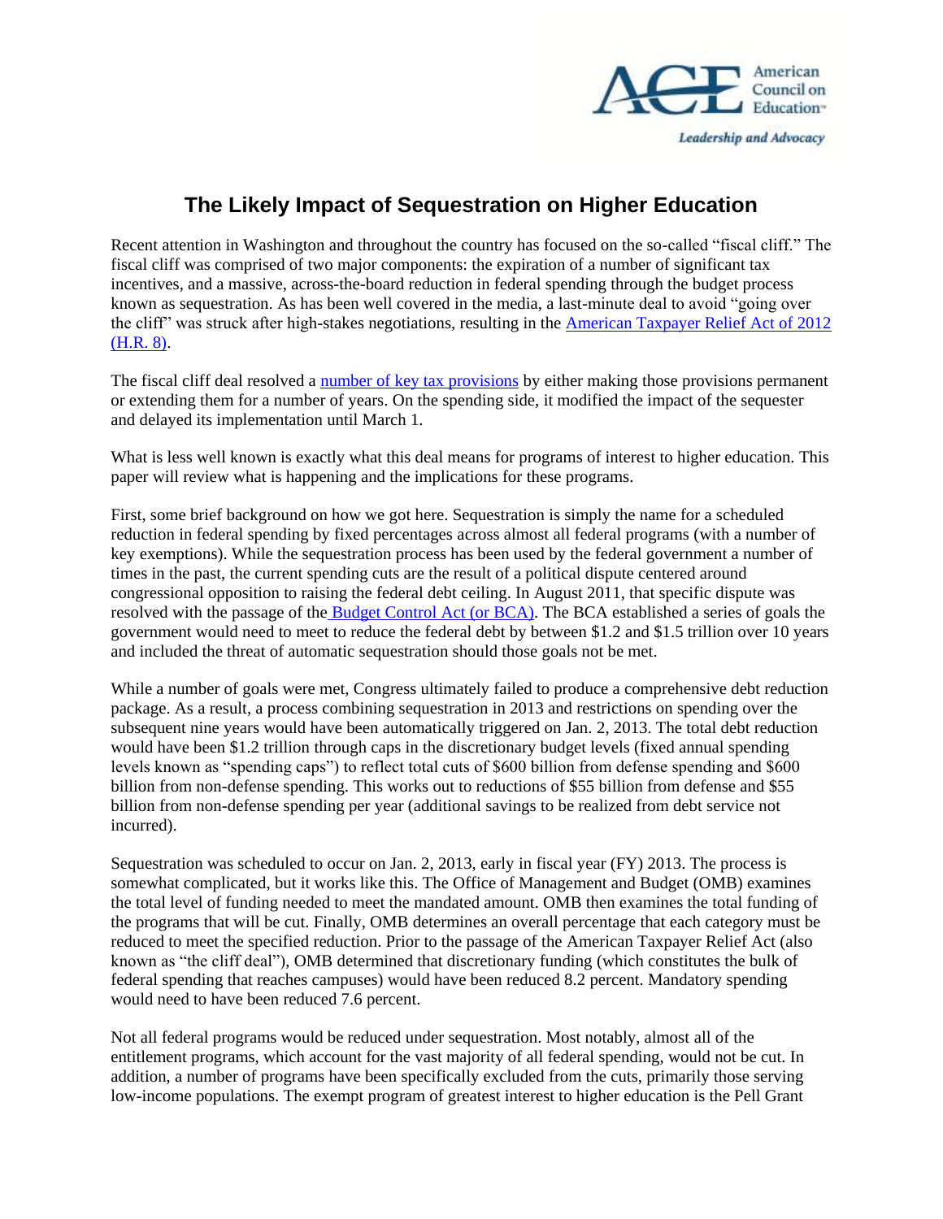American Council on Education

*Leadership and Advocacy*

# The Likely Impact of Sequestration on Higher Education

Recent attention in Washington and throughout the country has focused on the so-called "fiscal cliff." The fiscal cliff was comprised of two major components: the expiration of a number of significant tax incentives, and a massive, across-the-board reduction in federal spending through the budget process known as sequestration. As has been well covered in the media, a last-minute deal to avoid "going over the cliff" was struck after high-stakes negotiations, resulting in the American Taxpayer Relief Act of 2012 (H.R. 8).

The fiscal cliff deal resolved a number of key tax provisions by either making those provisions permanent or extending them for a number of years. On the spending side, it modified the impact of the sequester and delayed its implementation until March 1.

What is less well known is exactly what this deal means for programs of interest to higher education. This paper will review what is happening and the implications for these programs.

First, some brief background on how we got here. Sequestration is simply the name for a scheduled reduction in federal spending by fixed percentages across almost all federal programs (with a number of key exemptions). While the sequestration process has been used by the federal government a number of times in the past, the current spending cuts are the result of a political dispute centered around congressional opposition to raising the federal debt ceiling. In August 2011, that specific dispute was resolved with the passage of the Budget Control Act (or BCA). The BCA established a series of goals the government would need to meet to reduce the federal debt by between $1.2 and $1.5 trillion over 10 years and included the threat of automatic sequestration should those goals not be met.

While a number of goals were met, Congress ultimately failed to produce a comprehensive debt reduction package. As a result, a process combining sequestration in 2013 and restrictions on spending over the subsequent nine years would have been automatically triggered on Jan. 2, 2013. The total debt reduction would have been $1.2 trillion through caps in the discretionary budget levels (fixed annual spending levels known as "spending caps") to reflect total cuts of $600 billion from defense spending and $600 billion from non-defense spending. This works out to reductions of $55 billion from defense and $55 billion from non-defense spending per year (additional savings to be realized from debt service not incurred).

Sequestration was scheduled to occur on Jan. 2, 2013, early in fiscal year (FY) 2013. The process is somewhat complicated, but it works like this. The Office of Management and Budget (OMB) examines the total level of funding needed to meet the mandated amount. OMB then examines the total funding of the programs that will be cut. Finally, OMB determines an overall percentage that each category must be reduced to meet the specified reduction. Prior to the passage of the American Taxpayer Relief Act (also known as "the cliff deal"), OMB determined that discretionary funding (which constitutes the bulk of federal spending that reaches campuses) would have been reduced 8.2 percent. Mandatory spending would need to have been reduced 7.6 percent.

Not all federal programs would be reduced under sequestration. Most notably, almost all of the entitlement programs, which account for the vast majority of all federal spending, would not be cut. In addition, a number of programs have been specifically excluded from the cuts, primarily those serving low-income populations. The exempt program of greatest interest to higher education is the Pell Grant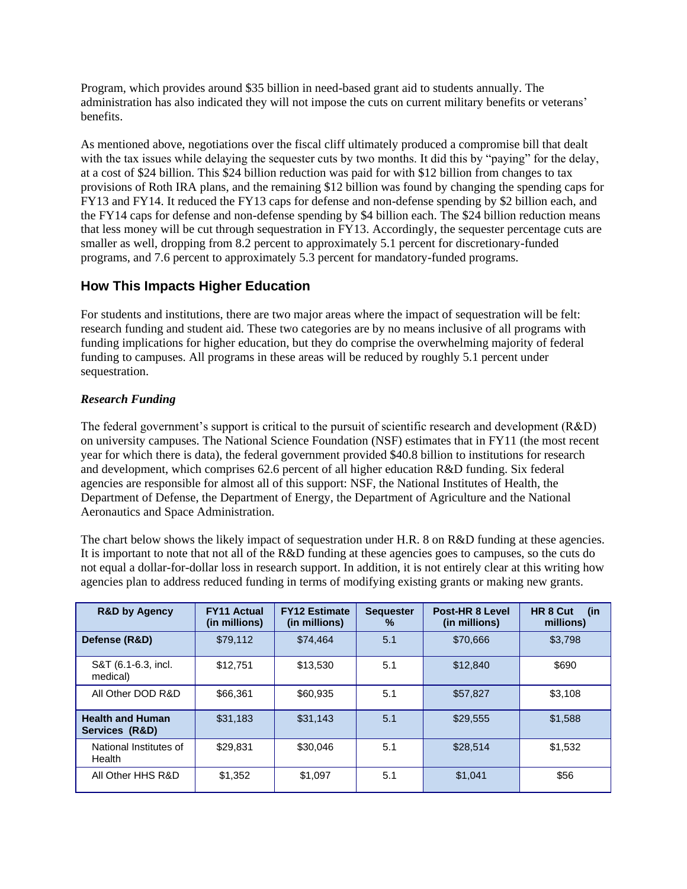Program, which provides around $35 billion in need-based grant aid to students annually. The administration has also indicated they will not impose the cuts on current military benefits or veterans' benefits.

As mentioned above, negotiations over the fiscal cliff ultimately produced a compromise bill that dealt with the tax issues while delaying the sequester cuts by two months. It did this by "paying" for the delay, at a cost of $24 billion. This $24 billion reduction was paid for with $12 billion from changes to tax provisions of Roth IRA plans, and the remaining $12 billion was found by changing the spending caps for FY13 and FY14. It reduced the FY13 caps for defense and non-defense spending by $2 billion each, and the FY14 caps for defense and non-defense spending by $4 billion each. The $24 billion reduction means that less money will be cut through sequestration in FY13. Accordingly, the sequester percentage cuts are smaller as well, dropping from 8.2 percent to approximately 5.1 percent for discretionary-funded programs, and 7.6 percent to approximately 5.3 percent for mandatory-funded programs.

## How This Impacts Higher Education

For students and institutions, there are two major areas where the impact of sequestration will be felt: research funding and student aid. These two categories are by no means inclusive of all programs with funding implications for higher education, but they do comprise the overwhelming majority of federal funding to campuses. All programs in these areas will be reduced by roughly 5.1 percent under sequestration.

### *Research Funding*

The federal government's support is critical to the pursuit of scientific research and development (R&D) on university campuses. The National Science Foundation (NSF) estimates that in FY11 (the most recent year for which there is data), the federal government provided $40.8 billion to institutions for research and development, which comprises 62.6 percent of all higher education R&D funding. Six federal agencies are responsible for almost all of this support: NSF, the National Institutes of Health, the Department of Defense, the Department of Energy, the Department of Agriculture and the National Aeronautics and Space Administration.

The chart below shows the likely impact of sequestration under H.R. 8 on R&D funding at these agencies. It is important to note that not all of the R&D funding at these agencies goes to campuses, so the cuts do not equal a dollar-for-dollar loss in research support. In addition, it is not entirely clear at this writing how agencies plan to address reduced funding in terms of modifying existing grants or making new grants.

| R&D by Agency | FY11 Actual (in millions) | FY12 Estimate (in millions) | Sequester % | Post-HR 8 Level (in millions) | HR 8 Cut (in millions) |
|---|---|---|---|---|---|
| **Defense (R&D)** | $79,112 | $74,464 | 5.1 | $70,666 | $3,798 |
| S&T (6.1-6.3, incl. medical) | $12,751 | $13,530 | 5.1 | $12,840 | $690 |
| All Other DOD R&D | $66,361 | $60,935 | 5.1 | $57,827 | $3,108 |
| **Health and Human Services (R&D)** | $31,183 | $31,143 | 5.1 | $29,555 | $1,588 |
| National Institutes of Health | $29,831 | $30,046 | 5.1 | $28,514 | $1,532 |
| All Other HHS R&D | $1,352 | $1,097 | 5.1 | $1,041 | $56 |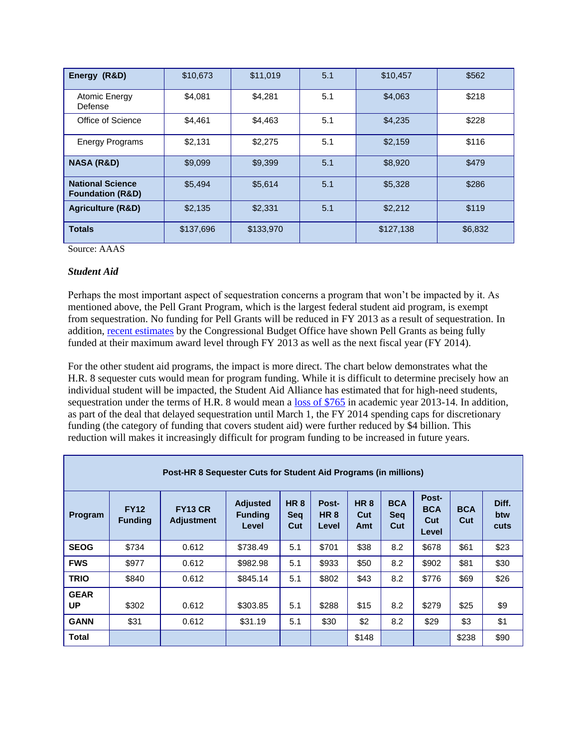| Energy (R&D) | $10,673 | $11,019 | 5.1 | $10,457 | $562 |
|---|---|---|---|---|---|
| Atomic Energy Defense | $4,081 | $4,281 | 5.1 | $4,063 | $218 |
| Office of Science | $4,461 | $4,463 | 5.1 | $4,235 | $228 |
| Energy Programs | $2,131 | $2,275 | 5.1 | $2,159 | $116 |
| **NASA (R&D)** | $9,099 | $9,399 | 5.1 | $8,920 | $479 |
| **National Science Foundation (R&D)** | $5,494 | $5,614 | 5.1 | $5,328 | $286 |
| **Agriculture (R&D)** | $2,135 | $2,331 | 5.1 | $2,212 | $119 |
| **Totals** | $137,696 | $133,970 | | $127,138 | $6,832 |

Source: AAAS

### *Student Aid*

Perhaps the most important aspect of sequestration concerns a program that won't be impacted by it. As mentioned above, the Pell Grant Program, which is the largest federal student aid program, is exempt from sequestration. No funding for Pell Grants will be reduced in FY 2013 as a result of sequestration. In addition, recent estimates by the Congressional Budget Office have shown Pell Grants as being fully funded at their maximum award level through FY 2013 as well as the next fiscal year (FY 2014).

For the other student aid programs, the impact is more direct. The chart below demonstrates what the H.R. 8 sequester cuts would mean for program funding. While it is difficult to determine precisely how an individual student will be impacted, the Student Aid Alliance has estimated that for high-need students, sequestration under the terms of H.R. 8 would mean a loss of $765 in academic year 2013-14. In addition, as part of the deal that delayed sequestration until March 1, the FY 2014 spending caps for discretionary funding (the category of funding that covers student aid) were further reduced by $4 billion. This reduction will makes it increasingly difficult for program funding to be increased in future years.

**Post-HR 8 Sequester Cuts for Student Aid Programs (in millions)**

| Program | FY12 Funding | FY13 CR Adjustment | Adjusted Funding Level | HR 8 Seq Cut | Post-HR 8 Level | HR 8 Cut Amt | BCA Seq Cut | Post-BCA Cut Level | BCA Cut | Diff. btw cuts |
|---|---|---|---|---|---|---|---|---|---|---|
| **SEOG** | $734 | 0.612 | $738.49 | 5.1 | $701 | $38 | 8.2 | $678 | $61 | $23 |
| **FWS** | $977 | 0.612 | $982.98 | 5.1 | $933 | $50 | 8.2 | $902 | $81 | $30 |
| **TRIO** | $840 | 0.612 | $845.14 | 5.1 | $802 | $43 | 8.2 | $776 | $69 | $26 |
| **GEAR UP** | $302 | 0.612 | $303.85 | 5.1 | $288 | $15 | 8.2 | $279 | $25 | $9 |
| **GANN** | $31 | 0.612 | $31.19 | 5.1 | $30 | $2 | 8.2 | $29 | $3 | $1 |
| **Total** | | | | | | $148 | | | $238 | $90 |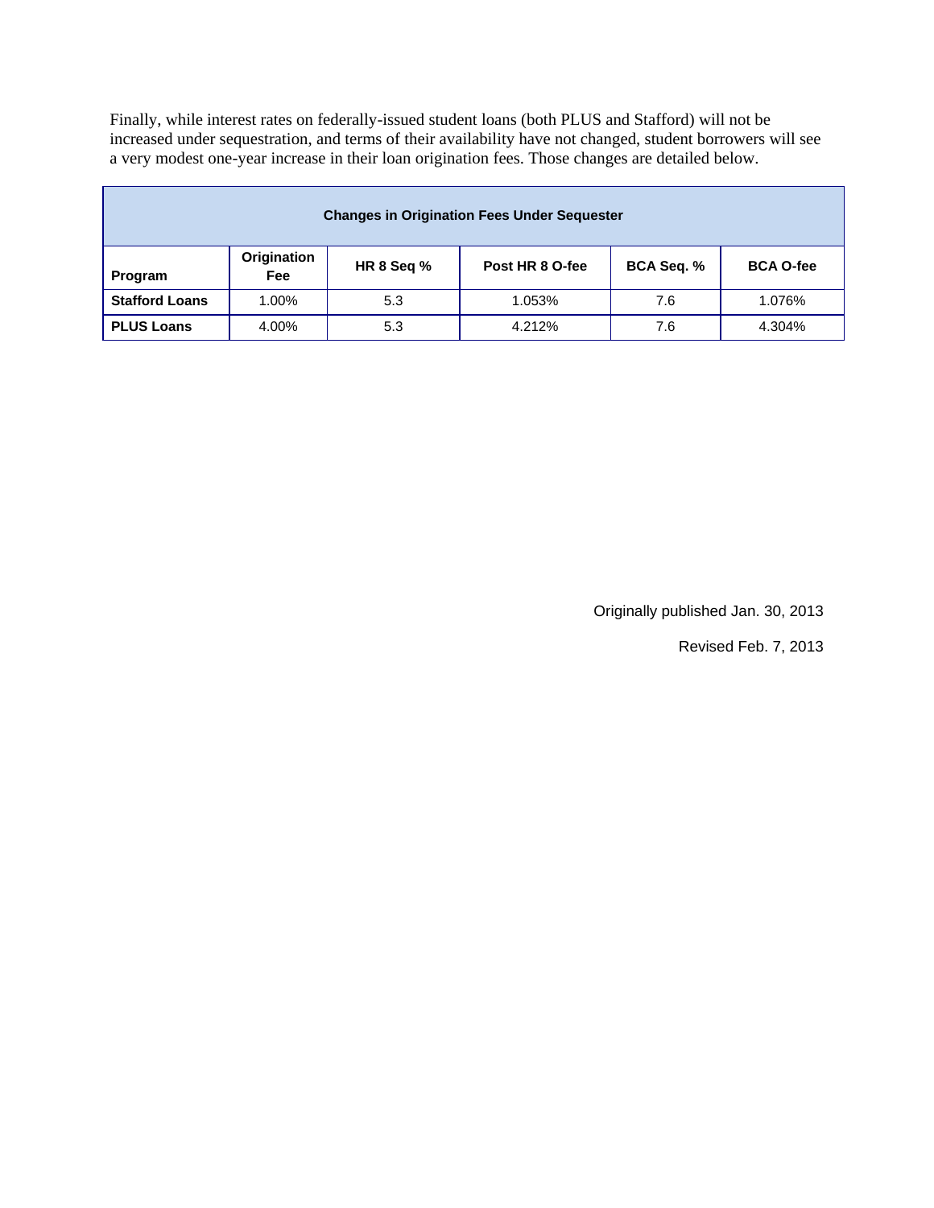Finally, while interest rates on federally-issued student loans (both PLUS and Stafford) will not be increased under sequestration, and terms of their availability have not changed, student borrowers will see a very modest one-year increase in their loan origination fees. Those changes are detailed below.

| Changes in Origination Fees Under Sequester | | | | | |
|---|---|---|---|---|---|
| **Program** | **Origination Fee** | **HR 8 Seq %** | **Post HR 8 O-fee** | **BCA Seq. %** | **BCA O-fee** |
| **Stafford Loans** | 1.00% | 5.3 | 1.053% | 7.6 | 1.076% |
| **PLUS Loans** | 4.00% | 5.3 | 4.212% | 7.6 | 4.304% |

Originally published Jan. 30, 2013

Revised Feb. 7, 2013